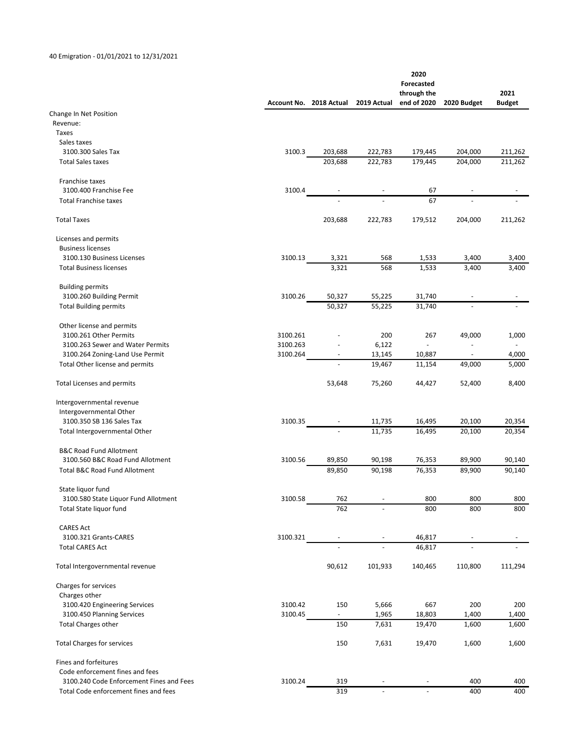40 Emigration - 01/01/2021 to 12/31/2021

| | Account No. | 2018 Actual | 2019 Actual | 2020 Forecasted through the end of 2020 | 2020 Budget | 2021 Budget |
|---|---|---|---|---|---|---|
| Change In Net Position | | | | | | |
| Revenue: | | | | | | |
| Taxes | | | | | | |
| Sales taxes | | | | | | |
| 3100.300 Sales Tax | 3100.3 | 203,688 | 222,783 | 179,445 | 204,000 | 211,262 |
| Total Sales taxes | | 203,688 | 222,783 | 179,445 | 204,000 | 211,262 |
| Franchise taxes | | | | | | |
| 3100.400 Franchise Fee | 3100.4 | - | - | 67 | - | - |
| Total Franchise taxes | | - | - | 67 | - | - |
| Total Taxes | | 203,688 | 222,783 | 179,512 | 204,000 | 211,262 |
| Licenses and permits | | | | | | |
| Business licenses | | | | | | |
| 3100.130 Business Licenses | 3100.13 | 3,321 | 568 | 1,533 | 3,400 | 3,400 |
| Total Business licenses | | 3,321 | 568 | 1,533 | 3,400 | 3,400 |
| Building permits | | | | | | |
| 3100.260 Building Permit | 3100.26 | 50,327 | 55,225 | 31,740 | - | - |
| Total Building permits | | 50,327 | 55,225 | 31,740 | - | - |
| Other license and permits | | | | | | |
| 3100.261 Other Permits | 3100.261 | - | 200 | 267 | 49,000 | 1,000 |
| 3100.263 Sewer and Water Permits | 3100.263 | - | 6,122 | - | - | - |
| 3100.264 Zoning-Land Use Permit | 3100.264 | - | 13,145 | 10,887 | - | 4,000 |
| Total Other license and permits | | - | 19,467 | 11,154 | 49,000 | 5,000 |
| Total Licenses and permits | | 53,648 | 75,260 | 44,427 | 52,400 | 8,400 |
| Intergovernmental revenue | | | | | | |
| Intergovernmental Other | | | | | | |
| 3100.350 SB 136 Sales Tax | 3100.35 | - | 11,735 | 16,495 | 20,100 | 20,354 |
| Total Intergovernmental Other | | - | 11,735 | 16,495 | 20,100 | 20,354 |
| B&C Road Fund Allotment | | | | | | |
| 3100.560 B&C Road Fund Allotment | 3100.56 | 89,850 | 90,198 | 76,353 | 89,900 | 90,140 |
| Total B&C Road Fund Allotment | | 89,850 | 90,198 | 76,353 | 89,900 | 90,140 |
| State liquor fund | | | | | | |
| 3100.580 State Liquor Fund Allotment | 3100.58 | 762 | - | 800 | 800 | 800 |
| Total State liquor fund | | 762 | - | 800 | 800 | 800 |
| CARES Act | | | | | | |
| 3100.321 Grants-CARES | 3100.321 | - | - | 46,817 | - | - |
| Total CARES Act | | - | - | 46,817 | - | - |
| Total Intergovernmental revenue | | 90,612 | 101,933 | 140,465 | 110,800 | 111,294 |
| Charges for services | | | | | | |
| Charges other | | | | | | |
| 3100.420 Engineering Services | 3100.42 | 150 | 5,666 | 667 | 200 | 200 |
| 3100.450 Planning Services | 3100.45 | - | 1,965 | 18,803 | 1,400 | 1,400 |
| Total Charges other | | 150 | 7,631 | 19,470 | 1,600 | 1,600 |
| Total Charges for services | | 150 | 7,631 | 19,470 | 1,600 | 1,600 |
| Fines and forfeitures | | | | | | |
| Code enforcement fines and fees | | | | | | |
| 3100.240 Code Enforcement Fines and Fees | 3100.24 | 319 | - | - | 400 | 400 |
| Total Code enforcement fines and fees | | 319 | - | - | 400 | 400 |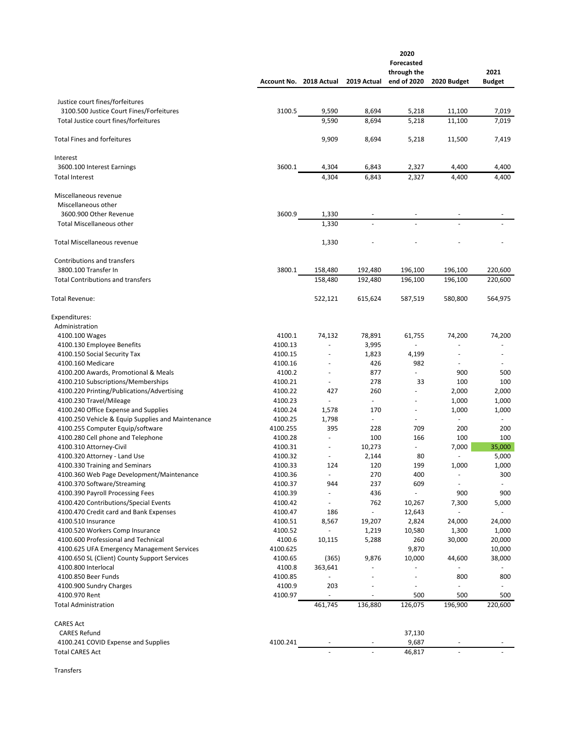| | Account No. | 2018 Actual | 2019 Actual | 2020 Forecasted through the end of 2020 | 2020 Budget | 2021 Budget |
|---|---|---|---|---|---|---|
| Justice court fines/forfeitures | | | | | | |
| 3100.500 Justice Court Fines/Forfeitures | 3100.5 | 9,590 | 8,694 | 5,218 | 11,100 | 7,019 |
| Total Justice court fines/forfeitures | | 9,590 | 8,694 | 5,218 | 11,100 | 7,019 |
| Total Fines and forfeitures | | 9,909 | 8,694 | 5,218 | 11,500 | 7,419 |
| Interest | | | | | | |
| 3600.100 Interest Earnings | 3600.1 | 4,304 | 6,843 | 2,327 | 4,400 | 4,400 |
| Total Interest | | 4,304 | 6,843 | 2,327 | 4,400 | 4,400 |
| Miscellaneous revenue | | | | | | |
| Miscellaneous other | | | | | | |
| 3600.900 Other Revenue | 3600.9 | 1,330 | - | - | - | - |
| Total Miscellaneous other | | 1,330 | - | - | - | - |
| Total Miscellaneous revenue | | 1,330 | - | - | - | - |
| Contributions and transfers | | | | | | |
| 3800.100 Transfer In | 3800.1 | 158,480 | 192,480 | 196,100 | 196,100 | 220,600 |
| Total Contributions and transfers | | 158,480 | 192,480 | 196,100 | 196,100 | 220,600 |
| Total Revenue: | | 522,121 | 615,624 | 587,519 | 580,800 | 564,975 |
| Expenditures: | | | | | | |
| Administration | | | | | | |
| 4100.100 Wages | 4100.1 | 74,132 | 78,891 | 61,755 | 74,200 | 74,200 |
| 4100.130 Employee Benefits | 4100.13 | - | 3,995 | - | - | - |
| 4100.150 Social Security Tax | 4100.15 | - | 1,823 | 4,199 | - | - |
| 4100.160 Medicare | 4100.16 | - | 426 | 982 | - | - |
| 4100.200 Awards, Promotional & Meals | 4100.2 | - | 877 | - | 900 | 500 |
| 4100.210 Subscriptions/Memberships | 4100.21 | - | 278 | 33 | 100 | 100 |
| 4100.220 Printing/Publications/Advertising | 4100.22 | 427 | 260 | - | 2,000 | 2,000 |
| 4100.230 Travel/Mileage | 4100.23 | - | - | - | 1,000 | 1,000 |
| 4100.240 Office Expense and Supplies | 4100.24 | 1,578 | 170 | - | 1,000 | 1,000 |
| 4100.250 Vehicle & Equip Supplies and Maintenance | 4100.25 | 1,798 | - | - | - | - |
| 4100.255 Computer Equip/software | 4100.255 | 395 | 228 | 709 | 200 | 200 |
| 4100.280 Cell phone and Telephone | 4100.28 | - | 100 | 166 | 100 | 100 |
| 4100.310 Attorney-Civil | 4100.31 | - | 10,273 | - | 7,000 | 35,000 |
| 4100.320 Attorney - Land Use | 4100.32 | - | 2,144 | 80 | - | 5,000 |
| 4100.330 Training and Seminars | 4100.33 | 124 | 120 | 199 | 1,000 | 1,000 |
| 4100.360 Web Page Development/Maintenance | 4100.36 | - | 270 | 400 | - | 300 |
| 4100.370 Software/Streaming | 4100.37 | 944 | 237 | 609 | - | - |
| 4100.390 Payroll Processing Fees | 4100.39 | - | 436 | - | 900 | 900 |
| 4100.420 Contributions/Special Events | 4100.42 | - | 762 | 10,267 | 7,300 | 5,000 |
| 4100.470 Credit card and Bank Expenses | 4100.47 | 186 | - | 12,643 | - | - |
| 4100.510 Insurance | 4100.51 | 8,567 | 19,207 | 2,824 | 24,000 | 24,000 |
| 4100.520 Workers Comp Insurance | 4100.52 | - | 1,219 | 10,580 | 1,300 | 1,000 |
| 4100.600 Professional and Technical | 4100.6 | 10,115 | 5,288 | 260 | 30,000 | 20,000 |
| 4100.625 UFA Emergency Management Services | 4100.625 | | | 9,870 | | 10,000 |
| 4100.650 SL (Client) County Support Services | 4100.65 | (365) | 9,876 | 10,000 | 44,600 | 38,000 |
| 4100.800 Interlocal | 4100.8 | 363,641 | - | - | - | - |
| 4100.850 Beer Funds | 4100.85 | - | - | - | 800 | 800 |
| 4100.900 Sundry Charges | 4100.9 | 203 | - | - | - | - |
| 4100.970 Rent | 4100.97 | - | - | 500 | 500 | 500 |
| Total Administration | | 461,745 | 136,880 | 126,075 | 196,900 | 220,600 |
| CARES Act | | | | | | |
| CARES Refund | | | | 37,130 | | |
| 4100.241 COVID Expense and Supplies | 4100.241 | - | - | 9,687 | - | - |
| Total CARES Act | | - | - | 46,817 | - | - |
| Transfers | | | | | | |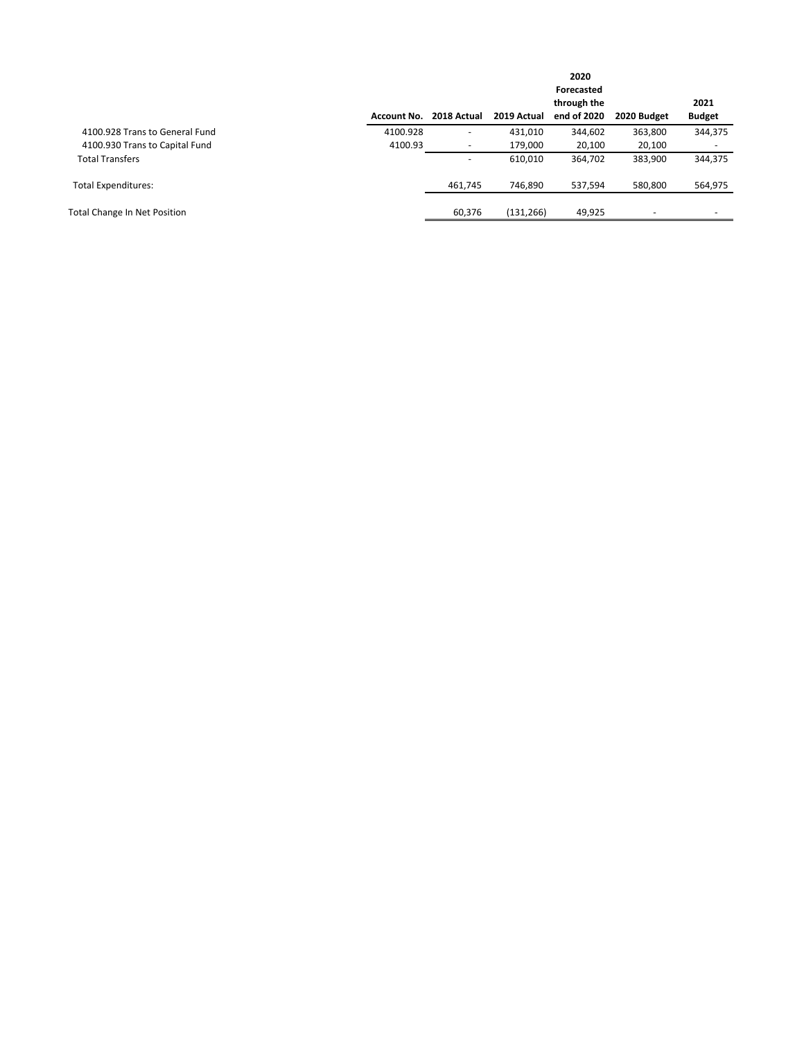| | Account No. | 2018 Actual | 2019 Actual | 2020 Forecasted through the end of 2020 | 2020 Budget | 2021 Budget |
|---|---|---|---|---|---|---|
| 4100.928 Trans to General Fund | 4100.928 | - | 431,010 | 344,602 | 363,800 | 344,375 |
| 4100.930 Trans to Capital Fund | 4100.93 | - | 179,000 | 20,100 | 20,100 | - |
| Total Transfers | | - | 610,010 | 364,702 | 383,900 | 344,375 |
| Total Expenditures: | | 461,745 | 746,890 | 537,594 | 580,800 | 564,975 |
| Total Change In Net Position | | 60,376 | (131,266) | 49,925 | - | - |